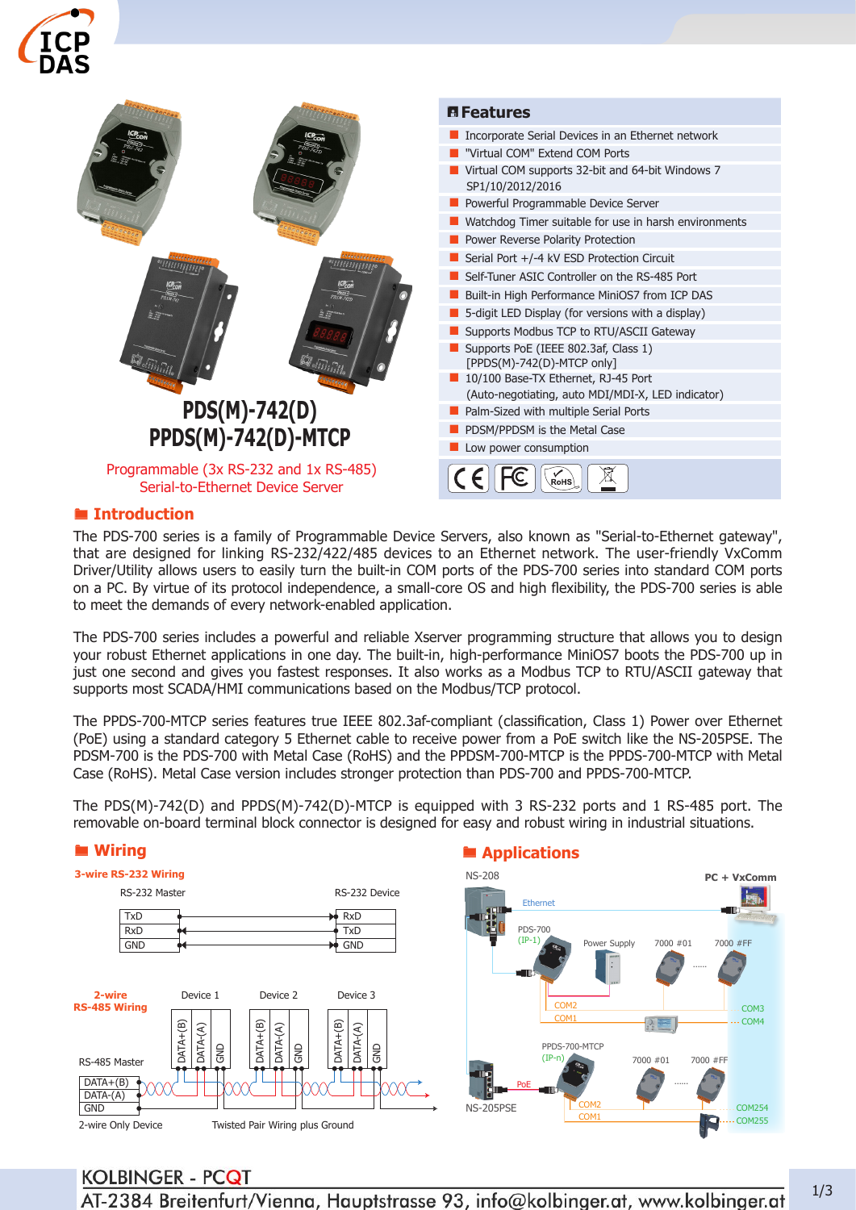# PDS(M)-742(D)
# PPDS(M)-742(D)-MTCP

Programmable (3x RS-232 and 1x RS-485)
Serial-to-Ethernet Device Server

## Features

- Incorporate Serial Devices in an Ethernet network
- "Virtual COM" Extend COM Ports
- Virtual COM supports 32-bit and 64-bit Windows 7 SP1/10/2012/2016
- Powerful Programmable Device Server
- Watchdog Timer suitable for use in harsh environments
- Power Reverse Polarity Protection
- Serial Port +/-4 kV ESD Protection Circuit
- Self-Tuner ASIC Controller on the RS-485 Port
- Built-in High Performance MiniOS7 from ICP DAS
- 5-digit LED Display (for versions with a display)
- Supports Modbus TCP to RTU/ASCII Gateway
- Supports PoE (IEEE 802.3af, Class 1) [PPDS(M)-742(D)-MTCP only]
- 10/100 Base-TX Ethernet, RJ-45 Port (Auto-negotiating, auto MDI/MDI-X, LED indicator)
- Palm-Sized with multiple Serial Ports
- PDSM/PPDSM is the Metal Case
- Low power consumption

## Introduction

The PDS-700 series is a family of Programmable Device Servers, also known as "Serial-to-Ethernet gateway", that are designed for linking RS-232/422/485 devices to an Ethernet network. The user-friendly VxComm Driver/Utility allows users to easily turn the built-in COM ports of the PDS-700 series into standard COM ports on a PC. By virtue of its protocol independence, a small-core OS and high flexibility, the PDS-700 series is able to meet the demands of every network-enabled application.

The PDS-700 series includes a powerful and reliable Xserver programming structure that allows you to design your robust Ethernet applications in one day. The built-in, high-performance MiniOS7 boots the PDS-700 up in just one second and gives you fastest responses. It also works as a Modbus TCP to RTU/ASCII gateway that supports most SCADA/HMI communications based on the Modbus/TCP protocol.

The PPDS-700-MTCP series features true IEEE 802.3af-compliant (classification, Class 1) Power over Ethernet (PoE) using a standard category 5 Ethernet cable to receive power from a PoE switch like the NS-205PSE. The PDSM-700 is the PDS-700 with Metal Case (RoHS) and the PPDSM-700-MTCP is the PPDS-700-MTCP with Metal Case (RoHS). Metal Case version includes stronger protection than PDS-700 and PPDS-700-MTCP.

The PDS(M)-742(D) and PPDS(M)-742(D)-MTCP is equipped with 3 RS-232 ports and 1 RS-485 port. The removable on-board terminal block connector is designed for easy and robust wiring in industrial situations.

## Wiring

**3-wire RS-232 Wiring**

| RS-232 Master | | RS-232 Device |
|---|---|---|
| TxD | → | RxD |
| RxD | ← | TxD |
| GND | ↔ | GND |

**2-wire RS-485 Wiring**

RS-485 Master: DATA+(B), DATA-(A), GND

Device 1, Device 2, Device 3: DATA+(B), DATA-(A), GND

2-wire Only Device — Twisted Pair Wiring plus Ground

## Applications

NS-208 — Ethernet — PC + VxComm

PDS-700 (IP-1): COM1, COM2 — Power Supply, 7000 #01 ...... 7000 #FF — COM3, COM4

PPDS-700-MTCP (IP-n): PoE — NS-205PSE; COM1, COM2 — 7000 #01 ...... 7000 #FF — COM254, COM255

**KOLBINGER - PCQT**
AT-2384 Breitenfurt/Vienna, Hauptstrasse 93, info@kolbinger.at, www.kolbinger.at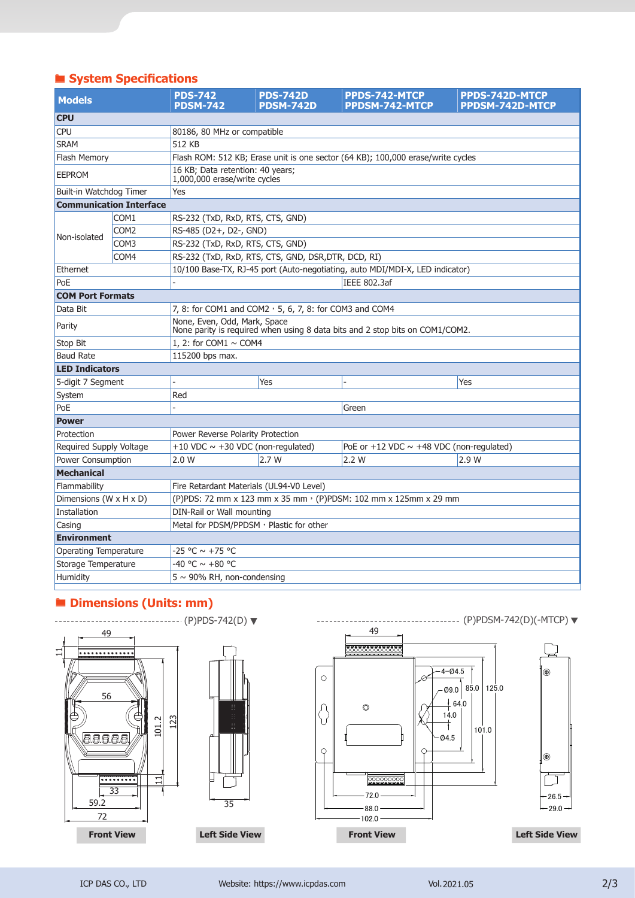## System Specifications

| Models | | PDS-742<br>PDSM-742 | PDS-742D<br>PDSM-742D | PPDS-742-MTCP<br>PPDSM-742-MTCP | PPDS-742D-MTCP<br>PPDSM-742D-MTCP |
|---|---|---|---|---|---|
| **CPU** | | | | | |
| CPU | | 80186, 80 MHz or compatible | | | |
| SRAM | | 512 KB | | | |
| Flash Memory | | Flash ROM: 512 KB; Erase unit is one sector (64 KB); 100,000 erase/write cycles | | | |
| EEPROM | | 16 KB; Data retention: 40 years;<br>1,000,000 erase/write cycles | | | |
| Built-in Watchdog Timer | | Yes | | | |
| **Communication Interface** | | | | | |
| Non-isolated | COM1 | RS-232 (TxD, RxD, RTS, CTS, GND) | | | |
| | COM2 | RS-485 (D2+, D2-, GND) | | | |
| | COM3 | RS-232 (TxD, RxD, RTS, CTS, GND) | | | |
| | COM4 | RS-232 (TxD, RxD, RTS, CTS, GND, DSR,DTR, DCD, RI) | | | |
| Ethernet | | 10/100 Base-TX, RJ-45 port (Auto-negotiating, auto MDI/MDI-X, LED indicator) | | | |
| PoE | | - | | IEEE 802.3af | |
| **COM Port Formats** | | | | | |
| Data Bit | | 7, 8: for COM1 and COM2，5, 6, 7, 8: for COM3 and COM4 | | | |
| Parity | | None, Even, Odd, Mark, Space<br>None parity is required when using 8 data bits and 2 stop bits on COM1/COM2. | | | |
| Stop Bit | | 1, 2: for COM1 ~ COM4 | | | |
| Baud Rate | | 115200 bps max. | | | |
| **LED Indicators** | | | | | |
| 5-digit 7 Segment | | - | Yes | - | Yes |
| System | | Red | | | |
| PoE | | - | | Green | |
| **Power** | | | | | |
| Protection | | Power Reverse Polarity Protection | | | |
| Required Supply Voltage | | +10 VDC ~ +30 VDC (non-regulated) | | PoE or +12 VDC ~ +48 VDC (non-regulated) | |
| Power Consumption | | 2.0 W | 2.7 W | 2.2 W | 2.9 W |
| **Mechanical** | | | | | |
| Flammability | | Fire Retardant Materials (UL94-V0 Level) | | | |
| Dimensions (W x H x D) | | (P)PDS: 72 mm x 123 mm x 35 mm，(P)PDSM: 102 mm x 125mm x 29 mm | | | |
| Installation | | DIN-Rail or Wall mounting | | | |
| Casing | | Metal for PDSM/PPDSM，Plastic for other | | | |
| **Environment** | | | | | |
| Operating Temperature | | -25 °C ~ +75 °C | | | |
| Storage Temperature | | -40 °C ~ +80 °C | | | |
| Humidity | | 5 ~ 90% RH, non-condensing | | | |

## Dimensions (Units: mm)

(P)PDS-742(D) ▼

Front View　　Left Side View

(P)PDSM-742(D)(-MTCP) ▼

Front View　　Left Side View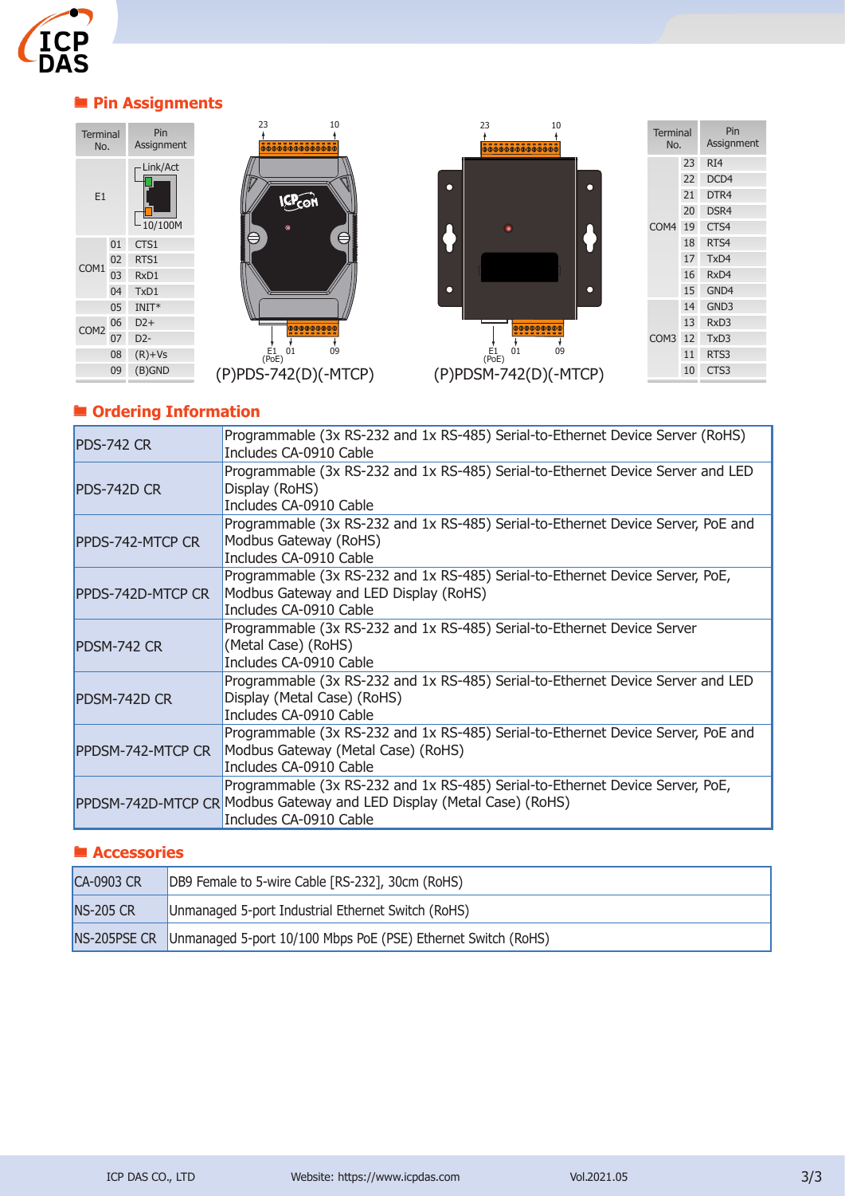## Pin Assignments

| Terminal No. | | Pin Assignment |
|---|---|---|
| E1 | | Link/Act 10/100M |
| COM1 | 01 | CTS1 |
| | 02 | RTS1 |
| | 03 | RxD1 |
| | 04 | TxD1 |
| | 05 | INIT* |
| COM2 | 06 | D2+ |
| | 07 | D2- |
| | 08 | (R)+Vs |
| | 09 | (B)GND |

23 10 E1 (PoE) 01 09

(P)PDS-742(D)(-MTCP)

23 10 E1 (PoE) 01 09

(P)PDSM-742(D)(-MTCP)

| Terminal No. | | Pin Assignment |
|---|---|---|
| COM4 | 23 | RI4 |
| | 22 | DCD4 |
| | 21 | DTR4 |
| | 20 | DSR4 |
| | 19 | CTS4 |
| | 18 | RTS4 |
| | 17 | TxD4 |
| | 16 | RxD4 |
| | 15 | GND4 |
| COM3 | 14 | GND3 |
| | 13 | RxD3 |
| | 12 | TxD3 |
| | 11 | RTS3 |
| | 10 | CTS3 |

## Ordering Information

| | |
|---|---|
| PDS-742 CR | Programmable (3x RS-232 and 1x RS-485) Serial-to-Ethernet Device Server (RoHS)<br>Includes CA-0910 Cable |
| PDS-742D CR | Programmable (3x RS-232 and 1x RS-485) Serial-to-Ethernet Device Server and LED Display (RoHS)<br>Includes CA-0910 Cable |
| PPDS-742-MTCP CR | Programmable (3x RS-232 and 1x RS-485) Serial-to-Ethernet Device Server, PoE and Modbus Gateway (RoHS)<br>Includes CA-0910 Cable |
| PPDS-742D-MTCP CR | Programmable (3x RS-232 and 1x RS-485) Serial-to-Ethernet Device Server, PoE, Modbus Gateway and LED Display (RoHS)<br>Includes CA-0910 Cable |
| PDSM-742 CR | Programmable (3x RS-232 and 1x RS-485) Serial-to-Ethernet Device Server (Metal Case) (RoHS)<br>Includes CA-0910 Cable |
| PDSM-742D CR | Programmable (3x RS-232 and 1x RS-485) Serial-to-Ethernet Device Server and LED Display (Metal Case) (RoHS)<br>Includes CA-0910 Cable |
| PPDSM-742-MTCP CR | Programmable (3x RS-232 and 1x RS-485) Serial-to-Ethernet Device Server, PoE and Modbus Gateway (Metal Case) (RoHS)<br>Includes CA-0910 Cable |
| PPDSM-742D-MTCP CR | Programmable (3x RS-232 and 1x RS-485) Serial-to-Ethernet Device Server, PoE, Modbus Gateway and LED Display (Metal Case) (RoHS)<br>Includes CA-0910 Cable |

## Accessories

| | |
|---|---|
| CA-0903 CR | DB9 Female to 5-wire Cable [RS-232], 30cm (RoHS) |
| NS-205 CR | Unmanaged 5-port Industrial Ethernet Switch (RoHS) |
| NS-205PSE CR | Unmanaged 5-port 10/100 Mbps PoE (PSE) Ethernet Switch (RoHS) |